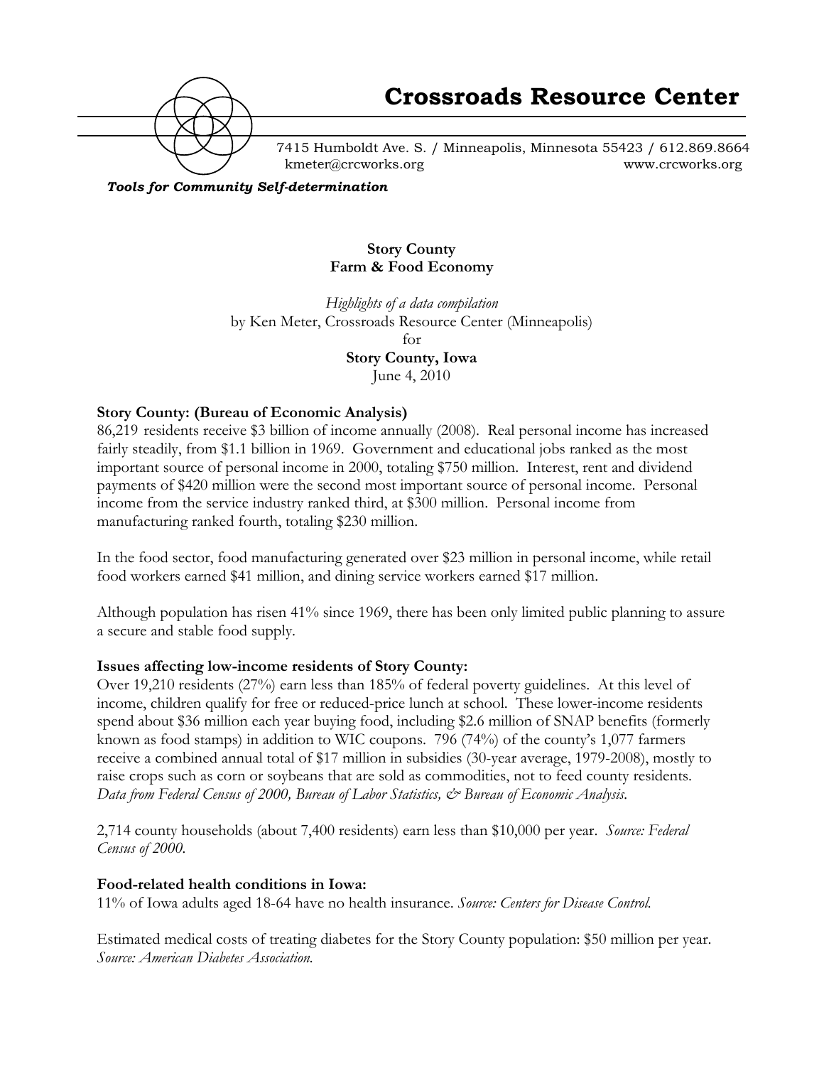# Crossroads Resource Center

7415 Humboldt Ave. S. / Minneapolis, Minnesota 55423 / 612.869.8664
kmeter@crcworks.org www.crcworks.org

*Tools for Community Self-determination*

**Story County**
**Farm & Food Economy**

*Highlights of a data compilation*
by Ken Meter, Crossroads Resource Center (Minneapolis)
for
**Story County, Iowa**
June 4, 2010

**Story County: (Bureau of Economic Analysis)**

86,219 residents receive $3 billion of income annually (2008). Real personal income has increased fairly steadily, from $1.1 billion in 1969. Government and educational jobs ranked as the most important source of personal income in 2000, totaling $750 million. Interest, rent and dividend payments of $420 million were the second most important source of personal income. Personal income from the service industry ranked third, at $300 million. Personal income from manufacturing ranked fourth, totaling $230 million.

In the food sector, food manufacturing generated over $23 million in personal income, while retail food workers earned $41 million, and dining service workers earned $17 million.

Although population has risen 41% since 1969, there has been only limited public planning to assure a secure and stable food supply.

**Issues affecting low-income residents of Story County:**

Over 19,210 residents (27%) earn less than 185% of federal poverty guidelines. At this level of income, children qualify for free or reduced-price lunch at school. These lower-income residents spend about $36 million each year buying food, including $2.6 million of SNAP benefits (formerly known as food stamps) in addition to WIC coupons. 796 (74%) of the county's 1,077 farmers receive a combined annual total of $17 million in subsidies (30-year average, 1979-2008), mostly to raise crops such as corn or soybeans that are sold as commodities, not to feed county residents. *Data from Federal Census of 2000, Bureau of Labor Statistics, & Bureau of Economic Analysis.*

2,714 county households (about 7,400 residents) earn less than $10,000 per year. *Source: Federal Census of 2000.*

**Food-related health conditions in Iowa:**

11% of Iowa adults aged 18-64 have no health insurance. *Source: Centers for Disease Control.*

Estimated medical costs of treating diabetes for the Story County population: $50 million per year. *Source: American Diabetes Association.*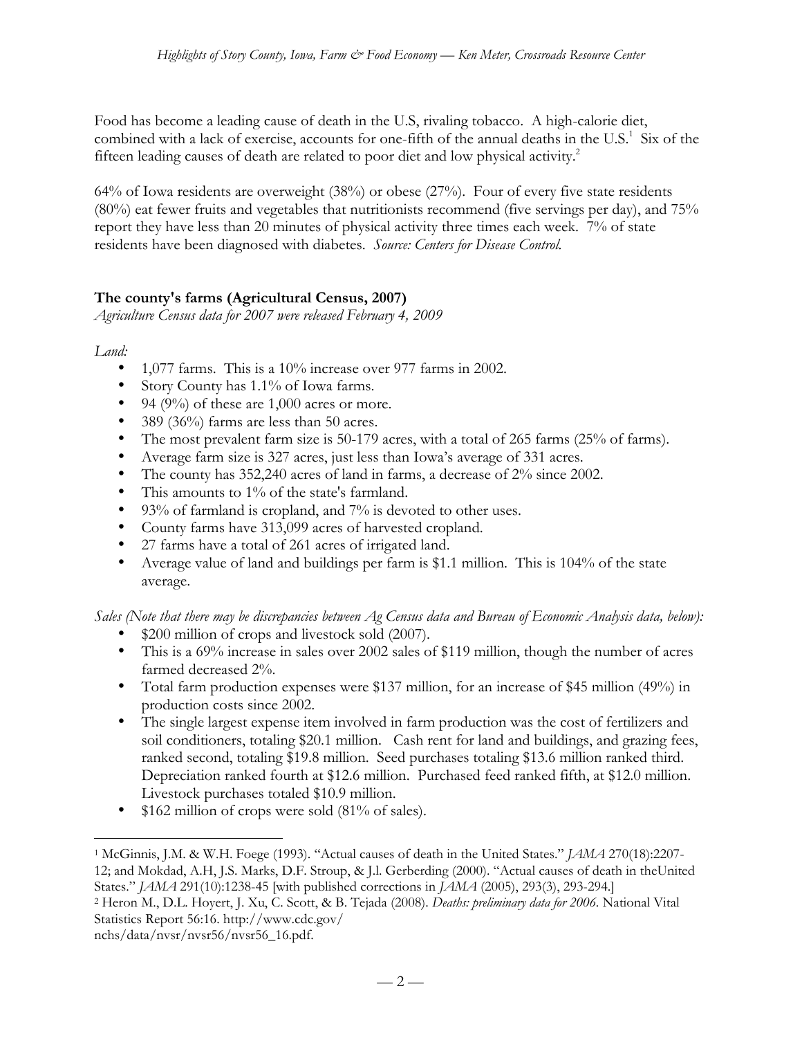Food has become a leading cause of death in the U.S, rivaling tobacco. A high-calorie diet, combined with a lack of exercise, accounts for one-fifth of the annual deaths in the U.S.[1] Six of the fifteen leading causes of death are related to poor diet and low physical activity.[2]

64% of Iowa residents are overweight (38%) or obese (27%). Four of every five state residents (80%) eat fewer fruits and vegetables that nutritionists recommend (five servings per day), and 75% report they have less than 20 minutes of physical activity three times each week. 7% of state residents have been diagnosed with diabetes. *Source: Centers for Disease Control.*

### The county's farms (Agricultural Census, 2007)

*Agriculture Census data for 2007 were released February 4, 2009*

*Land:*

- 1,077 farms. This is a 10% increase over 977 farms in 2002.
- Story County has 1.1% of Iowa farms.
- 94 (9%) of these are 1,000 acres or more.
- 389 (36%) farms are less than 50 acres.
- The most prevalent farm size is 50-179 acres, with a total of 265 farms (25% of farms).
- Average farm size is 327 acres, just less than Iowa's average of 331 acres.
- The county has 352,240 acres of land in farms, a decrease of 2% since 2002.
- This amounts to 1% of the state's farmland.
- 93% of farmland is cropland, and 7% is devoted to other uses.
- County farms have 313,099 acres of harvested cropland.
- 27 farms have a total of 261 acres of irrigated land.
- Average value of land and buildings per farm is $1.1 million. This is 104% of the state average.

*Sales (Note that there may be discrepancies between Ag Census data and Bureau of Economic Analysis data, below):*

- $200 million of crops and livestock sold (2007).
- This is a 69% increase in sales over 2002 sales of $119 million, though the number of acres farmed decreased 2%.
- Total farm production expenses were $137 million, for an increase of $45 million (49%) in production costs since 2002.
- The single largest expense item involved in farm production was the cost of fertilizers and soil conditioners, totaling $20.1 million. Cash rent for land and buildings, and grazing fees, ranked second, totaling $19.8 million. Seed purchases totaling $13.6 million ranked third. Depreciation ranked fourth at $12.6 million. Purchased feed ranked fifth, at $12.0 million. Livestock purchases totaled $10.9 million.
- $162 million of crops were sold (81% of sales).

---

[1] McGinnis, J.M. & W.H. Foege (1993). "Actual causes of death in the United States." *JAMA* 270(18):2207-12; and Mokdad, A.H, J.S. Marks, D.F. Stroup, & J.l. Gerberding (2000). "Actual causes of death in theUnited States." *JAMA* 291(10):1238-45 [with published corrections in *JAMA* (2005), 293(3), 293-294.]

[2] Heron M., D.L. Hoyert, J. Xu, C. Scott, & B. Tejada (2008). *Deaths: preliminary data for 2006*. National Vital Statistics Report 56:16. http://www.cdc.gov/nchs/data/nvsr/nvsr56/nvsr56_16.pdf.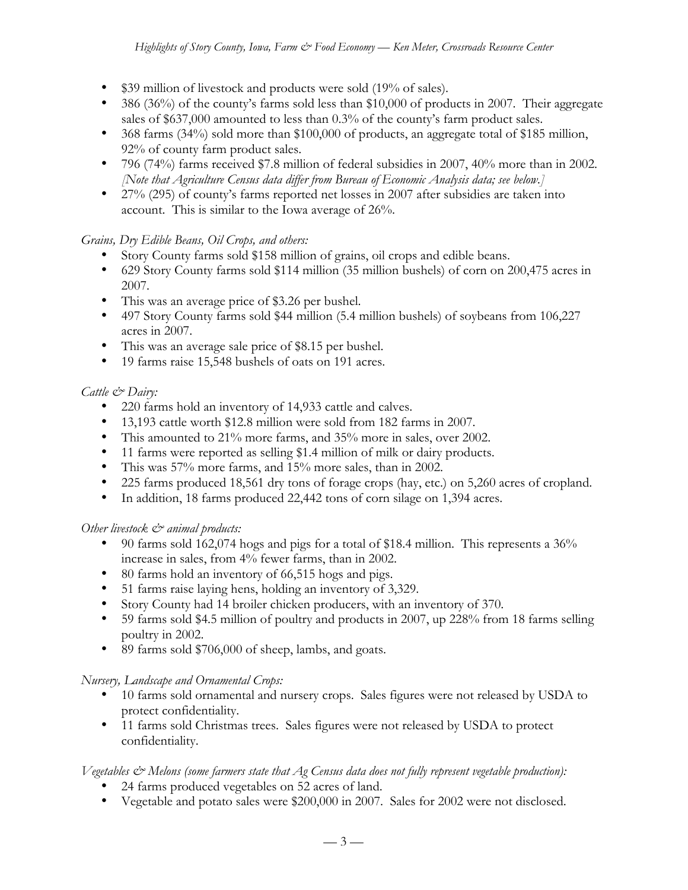- $39 million of livestock and products were sold (19% of sales).
- 386 (36%) of the county's farms sold less than $10,000 of products in 2007. Their aggregate sales of $637,000 amounted to less than 0.3% of the county's farm product sales.
- 368 farms (34%) sold more than $100,000 of products, an aggregate total of $185 million, 92% of county farm product sales.
- 796 (74%) farms received $7.8 million of federal subsidies in 2007, 40% more than in 2002. *[Note that Agriculture Census data differ from Bureau of Economic Analysis data; see below.]*
- 27% (295) of county's farms reported net losses in 2007 after subsidies are taken into account. This is similar to the Iowa average of 26%.

*Grains, Dry Edible Beans, Oil Crops, and others:*

- Story County farms sold $158 million of grains, oil crops and edible beans.
- 629 Story County farms sold $114 million (35 million bushels) of corn on 200,475 acres in 2007.
- This was an average price of $3.26 per bushel.
- 497 Story County farms sold $44 million (5.4 million bushels) of soybeans from 106,227 acres in 2007.
- This was an average sale price of $8.15 per bushel.
- 19 farms raise 15,548 bushels of oats on 191 acres.

*Cattle & Dairy:*

- 220 farms hold an inventory of 14,933 cattle and calves.
- 13,193 cattle worth $12.8 million were sold from 182 farms in 2007.
- This amounted to 21% more farms, and 35% more in sales, over 2002.
- 11 farms were reported as selling $1.4 million of milk or dairy products.
- This was 57% more farms, and 15% more sales, than in 2002.
- 225 farms produced 18,561 dry tons of forage crops (hay, etc.) on 5,260 acres of cropland.
- In addition, 18 farms produced 22,442 tons of corn silage on 1,394 acres.

*Other livestock & animal products:*

- 90 farms sold 162,074 hogs and pigs for a total of $18.4 million. This represents a 36% increase in sales, from 4% fewer farms, than in 2002.
- 80 farms hold an inventory of 66,515 hogs and pigs.
- 51 farms raise laying hens, holding an inventory of 3,329.
- Story County had 14 broiler chicken producers, with an inventory of 370.
- 59 farms sold $4.5 million of poultry and products in 2007, up 228% from 18 farms selling poultry in 2002.
- 89 farms sold $706,000 of sheep, lambs, and goats.

*Nursery, Landscape and Ornamental Crops:*

- 10 farms sold ornamental and nursery crops. Sales figures were not released by USDA to protect confidentiality.
- 11 farms sold Christmas trees. Sales figures were not released by USDA to protect confidentiality.

*Vegetables & Melons (some farmers state that Ag Census data does not fully represent vegetable production):*

- 24 farms produced vegetables on 52 acres of land.
- Vegetable and potato sales were $200,000 in 2007. Sales for 2002 were not disclosed.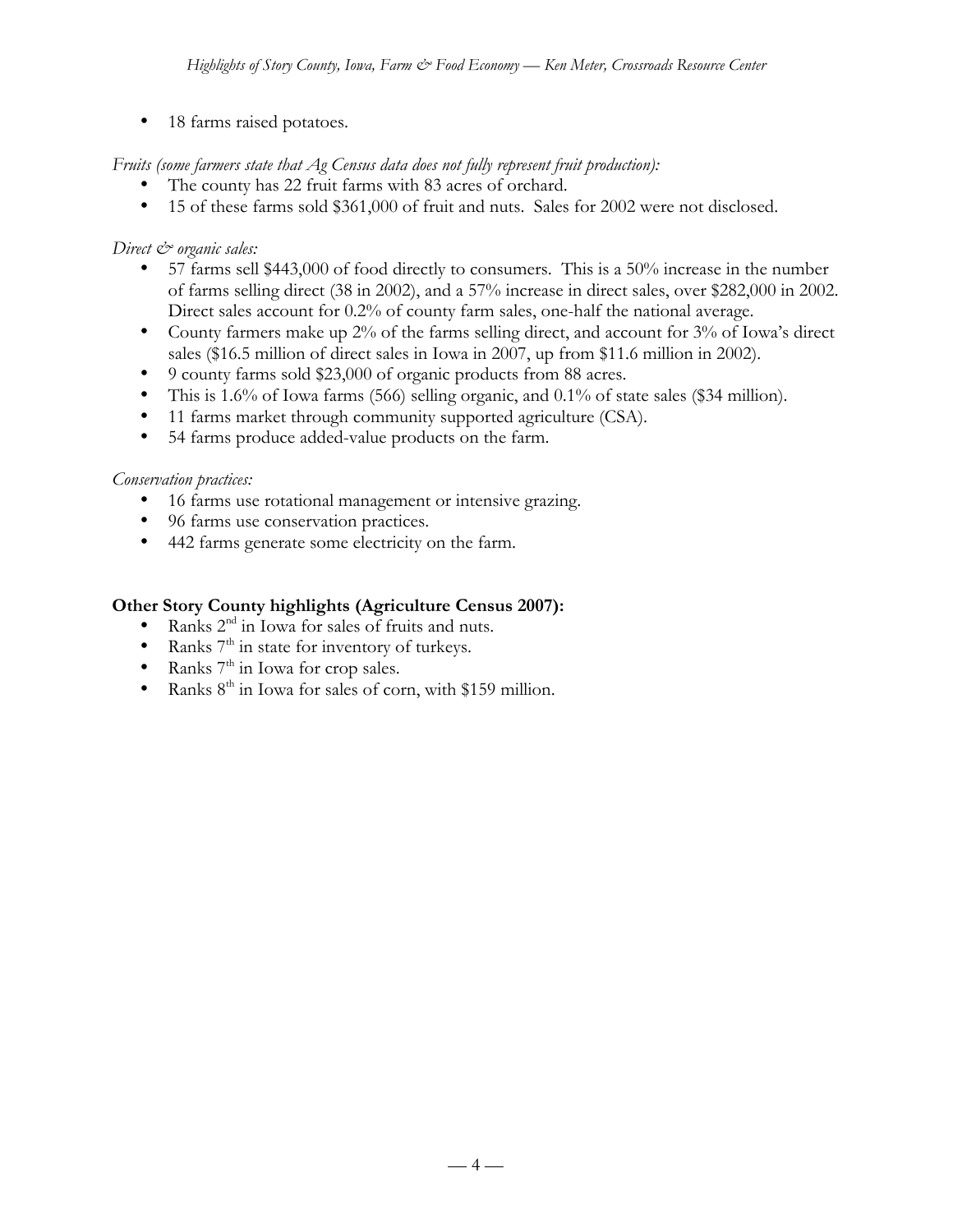- 18 farms raised potatoes.

*Fruits (some farmers state that Ag Census data does not fully represent fruit production):*

- The county has 22 fruit farms with 83 acres of orchard.
- 15 of these farms sold $361,000 of fruit and nuts. Sales for 2002 were not disclosed.

*Direct & organic sales:*

- 57 farms sell $443,000 of food directly to consumers. This is a 50% increase in the number of farms selling direct (38 in 2002), and a 57% increase in direct sales, over $282,000 in 2002. Direct sales account for 0.2% of county farm sales, one-half the national average.
- County farmers make up 2% of the farms selling direct, and account for 3% of Iowa's direct sales ($16.5 million of direct sales in Iowa in 2007, up from $11.6 million in 2002).
- 9 county farms sold $23,000 of organic products from 88 acres.
- This is 1.6% of Iowa farms (566) selling organic, and 0.1% of state sales ($34 million).
- 11 farms market through community supported agriculture (CSA).
- 54 farms produce added-value products on the farm.

*Conservation practices:*

- 16 farms use rotational management or intensive grazing.
- 96 farms use conservation practices.
- 442 farms generate some electricity on the farm.

**Other Story County highlights (Agriculture Census 2007):**

- Ranks 2nd in Iowa for sales of fruits and nuts.
- Ranks 7th in state for inventory of turkeys.
- Ranks 7th in Iowa for crop sales.
- Ranks 8th in Iowa for sales of corn, with $159 million.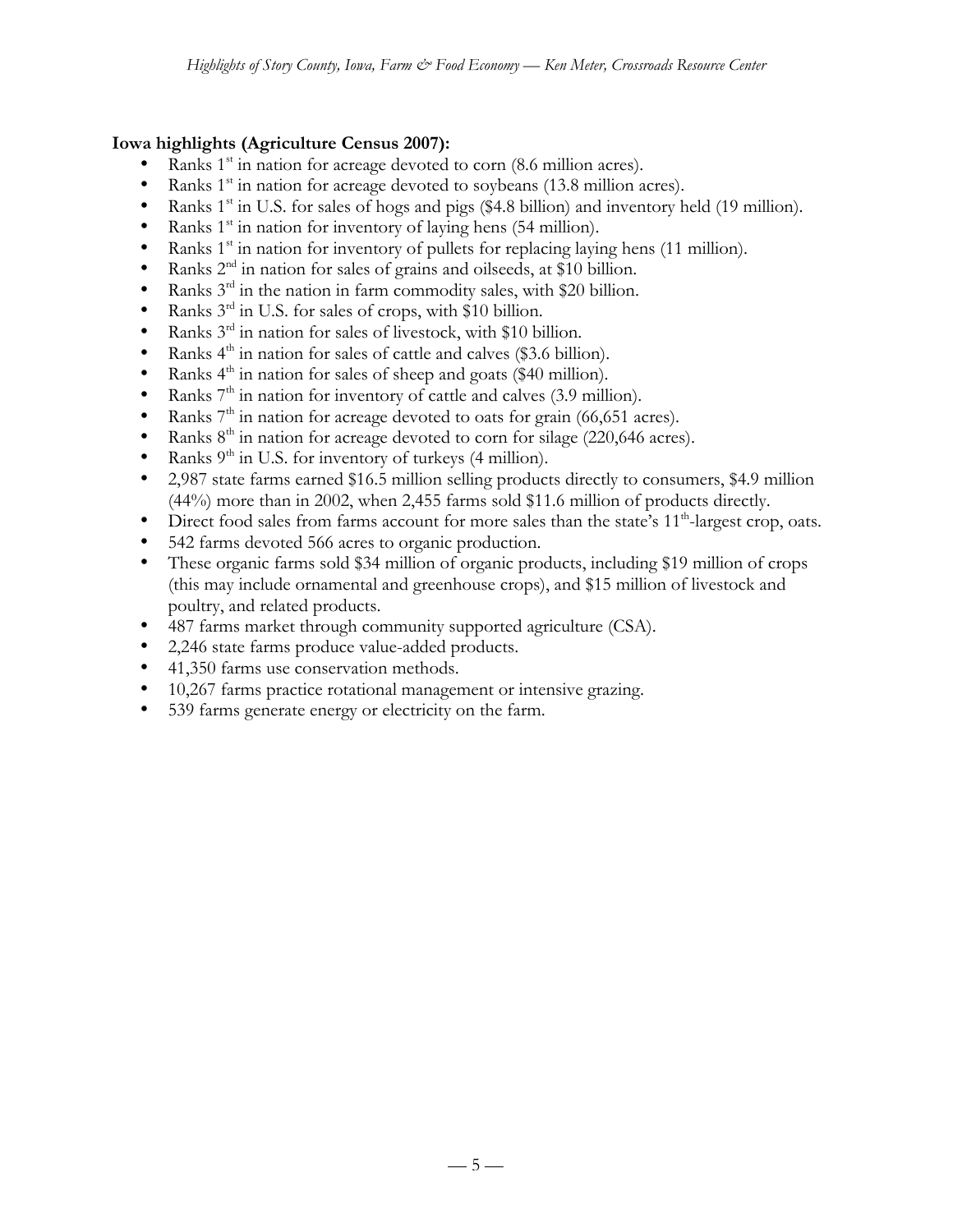**Iowa highlights (Agriculture Census 2007):**

- Ranks 1st in nation for acreage devoted to corn (8.6 million acres).
- Ranks 1st in nation for acreage devoted to soybeans (13.8 million acres).
- Ranks 1st in U.S. for sales of hogs and pigs ($4.8 billion) and inventory held (19 million).
- Ranks 1st in nation for inventory of laying hens (54 million).
- Ranks 1st in nation for inventory of pullets for replacing laying hens (11 million).
- Ranks 2nd in nation for sales of grains and oilseeds, at $10 billion.
- Ranks 3rd in the nation in farm commodity sales, with $20 billion.
- Ranks 3rd in U.S. for sales of crops, with $10 billion.
- Ranks 3rd in nation for sales of livestock, with $10 billion.
- Ranks 4th in nation for sales of cattle and calves ($3.6 billion).
- Ranks 4th in nation for sales of sheep and goats ($40 million).
- Ranks 7th in nation for inventory of cattle and calves (3.9 million).
- Ranks 7th in nation for acreage devoted to oats for grain (66,651 acres).
- Ranks 8th in nation for acreage devoted to corn for silage (220,646 acres).
- Ranks 9th in U.S. for inventory of turkeys (4 million).
- 2,987 state farms earned $16.5 million selling products directly to consumers, $4.9 million (44%) more than in 2002, when 2,455 farms sold $11.6 million of products directly.
- Direct food sales from farms account for more sales than the state's 11th-largest crop, oats.
- 542 farms devoted 566 acres to organic production.
- These organic farms sold $34 million of organic products, including $19 million of crops (this may include ornamental and greenhouse crops), and $15 million of livestock and poultry, and related products.
- 487 farms market through community supported agriculture (CSA).
- 2,246 state farms produce value-added products.
- 41,350 farms use conservation methods.
- 10,267 farms practice rotational management or intensive grazing.
- 539 farms generate energy or electricity on the farm.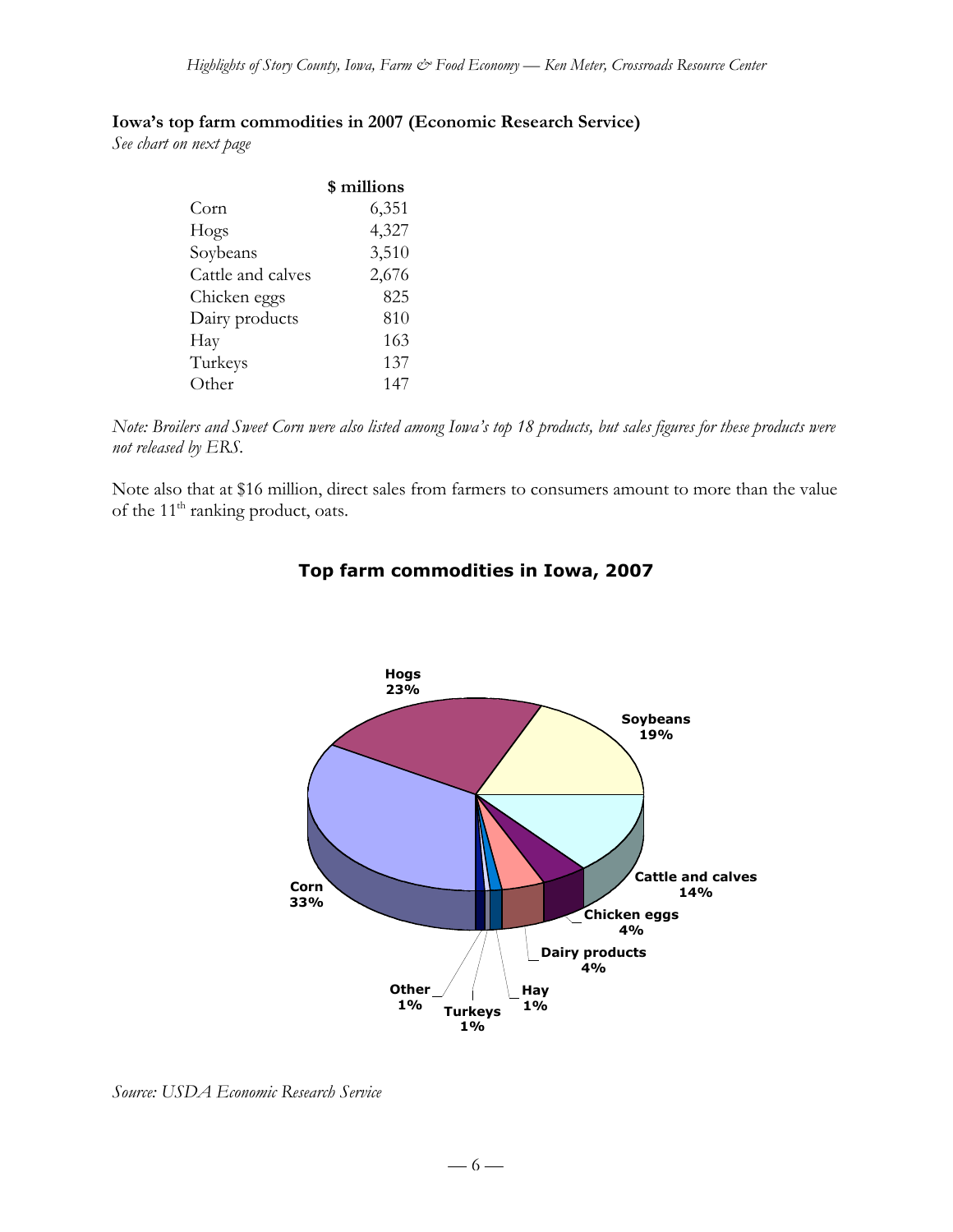**Iowa's top farm commodities in 2007 (Economic Research Service)**

*See chart on next page*

| | $ millions |
|---|---|
| Corn | 6,351 |
| Hogs | 4,327 |
| Soybeans | 3,510 |
| Cattle and calves | 2,676 |
| Chicken eggs | 825 |
| Dairy products | 810 |
| Hay | 163 |
| Turkeys | 137 |
| Other | 147 |

*Note: Broilers and Sweet Corn were also listed among Iowa's top 18 products, but sales figures for these products were not released by ERS.*

Note also that at $16 million, direct sales from farmers to consumers amount to more than the value of the 11th ranking product, oats.

**Top farm commodities in Iowa, 2007**

Corn 33%
Hogs 23%
Soybeans 19%
Cattle and calves 14%
Chicken eggs 4%
Dairy products 4%
Hay 1%
Turkeys 1%
Other 1%

*Source: USDA Economic Research Service*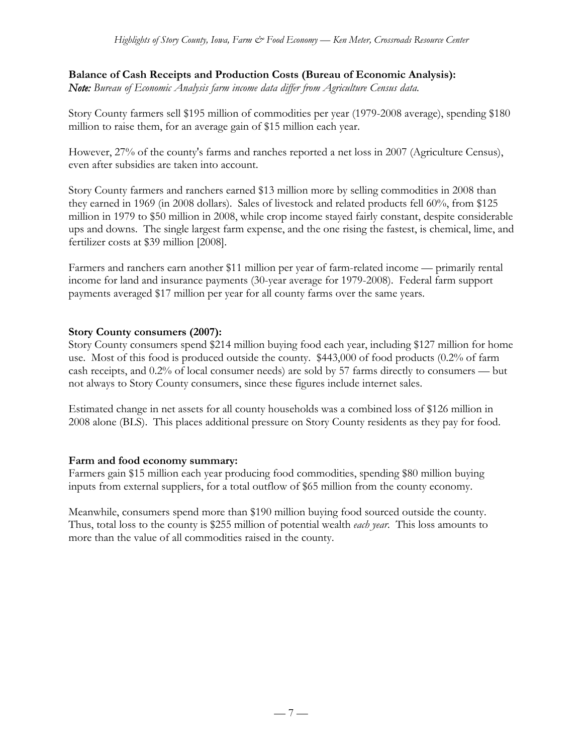**Balance of Cash Receipts and Production Costs (Bureau of Economic Analysis):**
***Note:*** *Bureau of Economic Analysis farm income data differ from Agriculture Census data.*

Story County farmers sell $195 million of commodities per year (1979-2008 average), spending $180 million to raise them, for an average gain of $15 million each year.

However, 27% of the county's farms and ranches reported a net loss in 2007 (Agriculture Census), even after subsidies are taken into account.

Story County farmers and ranchers earned $13 million more by selling commodities in 2008 than they earned in 1969 (in 2008 dollars). Sales of livestock and related products fell 60%, from $125 million in 1979 to $50 million in 2008, while crop income stayed fairly constant, despite considerable ups and downs. The single largest farm expense, and the one rising the fastest, is chemical, lime, and fertilizer costs at $39 million [2008].

Farmers and ranchers earn another $11 million per year of farm-related income — primarily rental income for land and insurance payments (30-year average for 1979-2008). Federal farm support payments averaged $17 million per year for all county farms over the same years.

**Story County consumers (2007):**
Story County consumers spend $214 million buying food each year, including $127 million for home use. Most of this food is produced outside the county. $443,000 of food products (0.2% of farm cash receipts, and 0.2% of local consumer needs) are sold by 57 farms directly to consumers — but not always to Story County consumers, since these figures include internet sales.

Estimated change in net assets for all county households was a combined loss of $126 million in 2008 alone (BLS). This places additional pressure on Story County residents as they pay for food.

**Farm and food economy summary:**
Farmers gain $15 million each year producing food commodities, spending $80 million buying inputs from external suppliers, for a total outflow of $65 million from the county economy.

Meanwhile, consumers spend more than $190 million buying food sourced outside the county. Thus, total loss to the county is $255 million of potential wealth *each year*. This loss amounts to more than the value of all commodities raised in the county.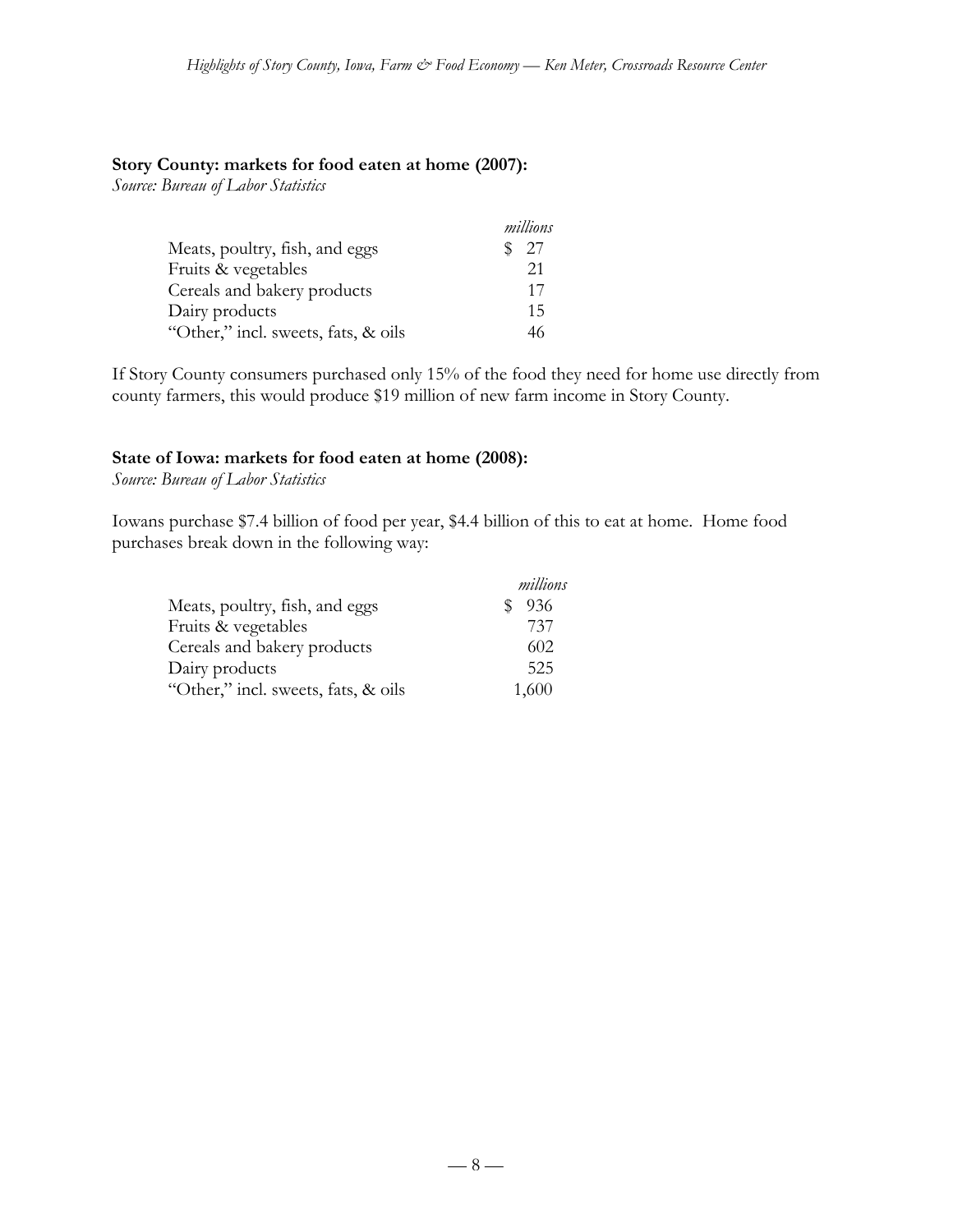**Story County: markets for food eaten at home (2007):**
*Source: Bureau of Labor Statistics*

| | *millions* |
|---|---|
| Meats, poultry, fish, and eggs | $ 27 |
| Fruits & vegetables | 21 |
| Cereals and bakery products | 17 |
| Dairy products | 15 |
| "Other," incl. sweets, fats, & oils | 46 |

If Story County consumers purchased only 15% of the food they need for home use directly from county farmers, this would produce $19 million of new farm income in Story County.

**State of Iowa: markets for food eaten at home (2008):**
*Source: Bureau of Labor Statistics*

Iowans purchase $7.4 billion of food per year, $4.4 billion of this to eat at home. Home food purchases break down in the following way:

| | *millions* |
|---|---|
| Meats, poultry, fish, and eggs | $ 936 |
| Fruits & vegetables | 737 |
| Cereals and bakery products | 602 |
| Dairy products | 525 |
| "Other," incl. sweets, fats, & oils | 1,600 |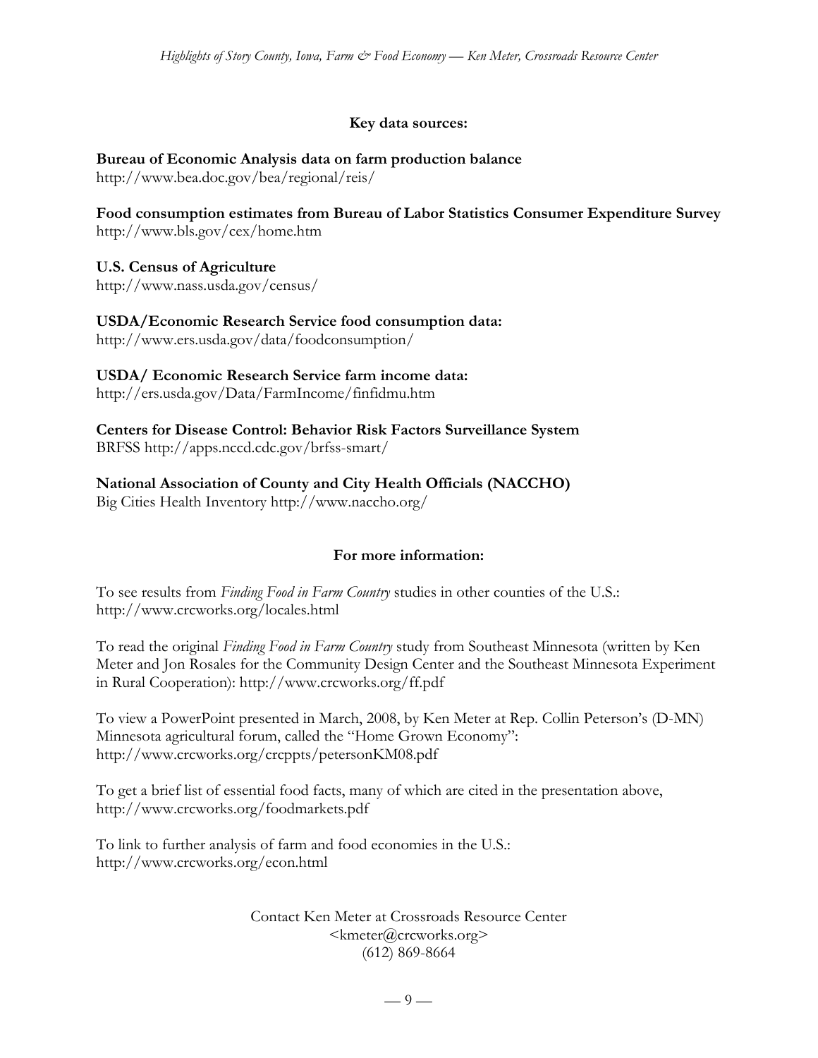### Key data sources:

**Bureau of Economic Analysis data on farm production balance**
http://www.bea.doc.gov/bea/regional/reis/

**Food consumption estimates from Bureau of Labor Statistics Consumer Expenditure Survey**
http://www.bls.gov/cex/home.htm

**U.S. Census of Agriculture**
http://www.nass.usda.gov/census/

**USDA/Economic Research Service food consumption data:**
http://www.ers.usda.gov/data/foodconsumption/

**USDA/ Economic Research Service farm income data:**
http://ers.usda.gov/Data/FarmIncome/finfidmu.htm

**Centers for Disease Control: Behavior Risk Factors Surveillance System**
BRFSS http://apps.nccd.cdc.gov/brfss-smart/

**National Association of County and City Health Officials (NACCHO)**
Big Cities Health Inventory http://www.naccho.org/

### For more information:

To see results from *Finding Food in Farm Country* studies in other counties of the U.S.:
http://www.crcworks.org/locales.html

To read the original *Finding Food in Farm Country* study from Southeast Minnesota (written by Ken Meter and Jon Rosales for the Community Design Center and the Southeast Minnesota Experiment in Rural Cooperation): http://www.crcworks.org/ff.pdf

To view a PowerPoint presented in March, 2008, by Ken Meter at Rep. Collin Peterson's (D-MN) Minnesota agricultural forum, called the "Home Grown Economy":
http://www.crcworks.org/crcppts/petersonKM08.pdf

To get a brief list of essential food facts, many of which are cited in the presentation above,
http://www.crcworks.org/foodmarkets.pdf

To link to further analysis of farm and food economies in the U.S.:
http://www.crcworks.org/econ.html

Contact Ken Meter at Crossroads Resource Center
<kmeter@crcworks.org>
(612) 869-8664